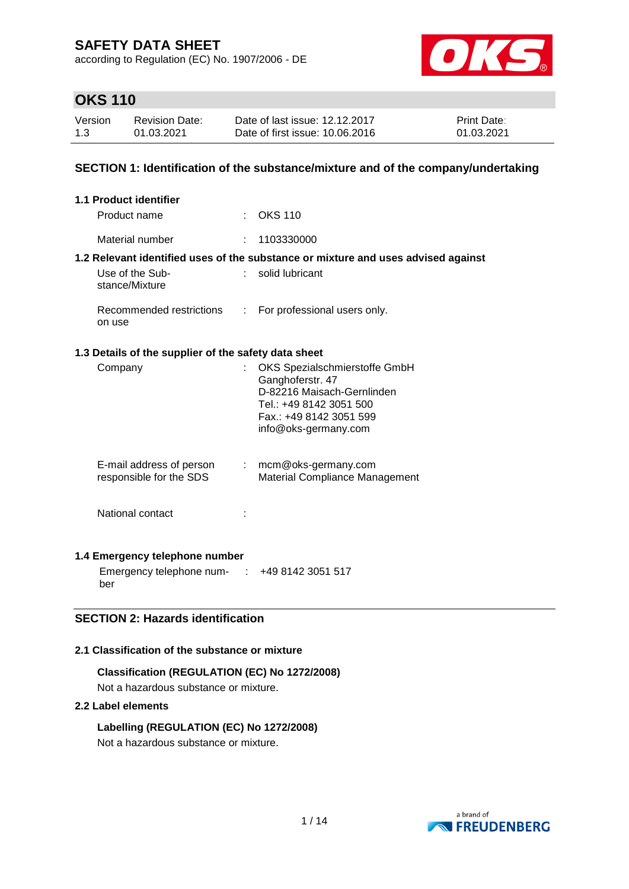# SAFETY DATA SHEET

according to Regulation (EC) No. 1907/2006 - DE

## OKS 110

| Version | Revision Date: | Date of last issue: 12.12.2017 | Print Date: |
|---|---|---|---|
| 1.3 | 01.03.2021 | Date of first issue: 10.06.2016 | 01.03.2021 |

### SECTION 1: Identification of the substance/mixture and of the company/undertaking

**1.1 Product identifier**

Product name : OKS 110

Material number : 1103330000

**1.2 Relevant identified uses of the substance or mixture and uses advised against**

Use of the Substance/Mixture : solid lubricant

Recommended restrictions on use : For professional users only.

**1.3 Details of the supplier of the safety data sheet**

Company : OKS Spezialschmierstoffe GmbH
Ganghoferstr. 47
D-82216 Maisach-Gernlinden
Tel.: +49 8142 3051 500
Fax.: +49 8142 3051 599
info@oks-germany.com

E-mail address of person responsible for the SDS : mcm@oks-germany.com
Material Compliance Management

National contact :

**1.4 Emergency telephone number**

Emergency telephone number : +49 8142 3051 517

### SECTION 2: Hazards identification

**2.1 Classification of the substance or mixture**

**Classification (REGULATION (EC) No 1272/2008)**

Not a hazardous substance or mixture.

**2.2 Label elements**

**Labelling (REGULATION (EC) No 1272/2008)**

Not a hazardous substance or mixture.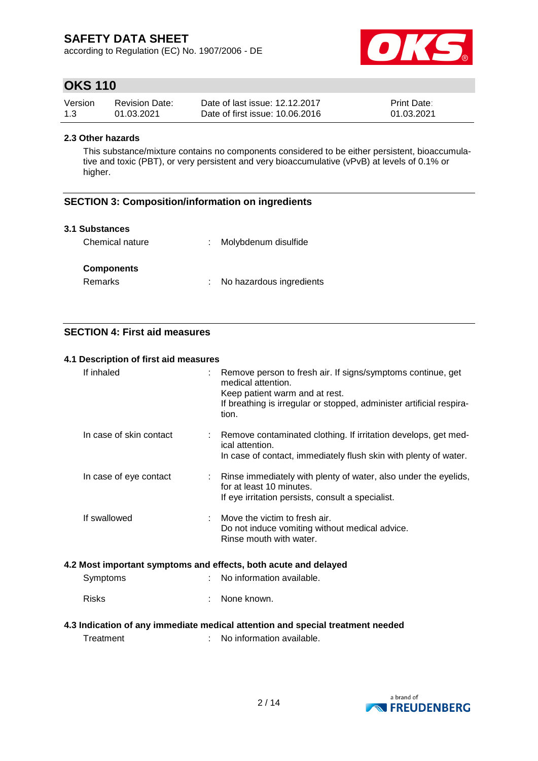## 2.3 Other hazards

This substance/mixture contains no components considered to be either persistent, bioaccumulative and toxic (PBT), or very persistent and very bioaccumulative (vPvB) at levels of 0.1% or higher.

## SECTION 3: Composition/information on ingredients

### 3.1 Substances

| | |
|---|---|
| Chemical nature | : Molybdenum disulfide |

**Components**

| | |
|---|---|
| Remarks | : No hazardous ingredients |

## SECTION 4: First aid measures

### 4.1 Description of first aid measures

| | |
|---|---|
| If inhaled | : Remove person to fresh air. If signs/symptoms continue, get medical attention.<br>Keep patient warm and at rest.<br>If breathing is irregular or stopped, administer artificial respiration. |
| In case of skin contact | : Remove contaminated clothing. If irritation develops, get medical attention.<br>In case of contact, immediately flush skin with plenty of water. |
| In case of eye contact | : Rinse immediately with plenty of water, also under the eyelids, for at least 10 minutes.<br>If eye irritation persists, consult a specialist. |
| If swallowed | : Move the victim to fresh air.<br>Do not induce vomiting without medical advice.<br>Rinse mouth with water. |

### 4.2 Most important symptoms and effects, both acute and delayed

| | |
|---|---|
| Symptoms | : No information available. |
| Risks | : None known. |

### 4.3 Indication of any immediate medical attention and special treatment needed

| | |
|---|---|
| Treatment | : No information available. |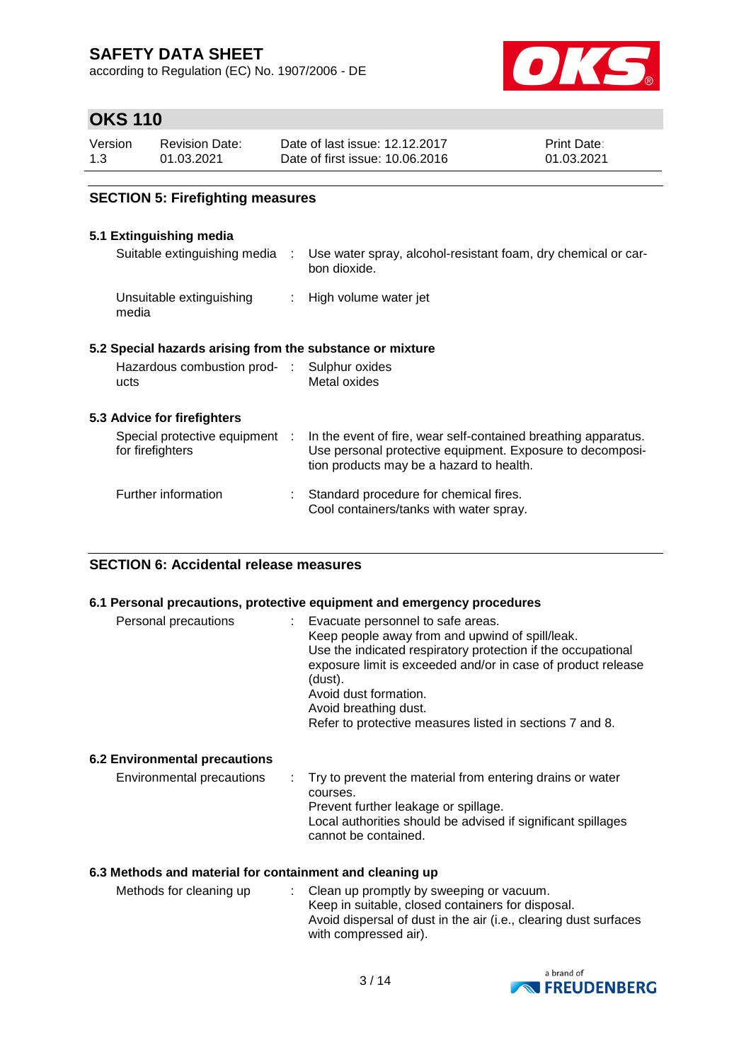## SECTION 5: Firefighting measures

### 5.1 Extinguishing media

| | |
|---|---|
| Suitable extinguishing media | Use water spray, alcohol-resistant foam, dry chemical or carbon dioxide. |
| Unsuitable extinguishing media | High volume water jet |

### 5.2 Special hazards arising from the substance or mixture

| | |
|---|---|
| Hazardous combustion products | Sulphur oxides<br>Metal oxides |

### 5.3 Advice for firefighters

| | |
|---|---|
| Special protective equipment for firefighters | In the event of fire, wear self-contained breathing apparatus. Use personal protective equipment. Exposure to decomposition products may be a hazard to health. |
| Further information | Standard procedure for chemical fires.<br>Cool containers/tanks with water spray. |

## SECTION 6: Accidental release measures

### 6.1 Personal precautions, protective equipment and emergency procedures

| | |
|---|---|
| Personal precautions | Evacuate personnel to safe areas.<br>Keep people away from and upwind of spill/leak.<br>Use the indicated respiratory protection if the occupational exposure limit is exceeded and/or in case of product release (dust).<br>Avoid dust formation.<br>Avoid breathing dust.<br>Refer to protective measures listed in sections 7 and 8. |

### 6.2 Environmental precautions

| | |
|---|---|
| Environmental precautions | Try to prevent the material from entering drains or water courses.<br>Prevent further leakage or spillage.<br>Local authorities should be advised if significant spillages cannot be contained. |

### 6.3 Methods and material for containment and cleaning up

| | |
|---|---|
| Methods for cleaning up | Clean up promptly by sweeping or vacuum.<br>Keep in suitable, closed containers for disposal.<br>Avoid dispersal of dust in the air (i.e., clearing dust surfaces with compressed air). |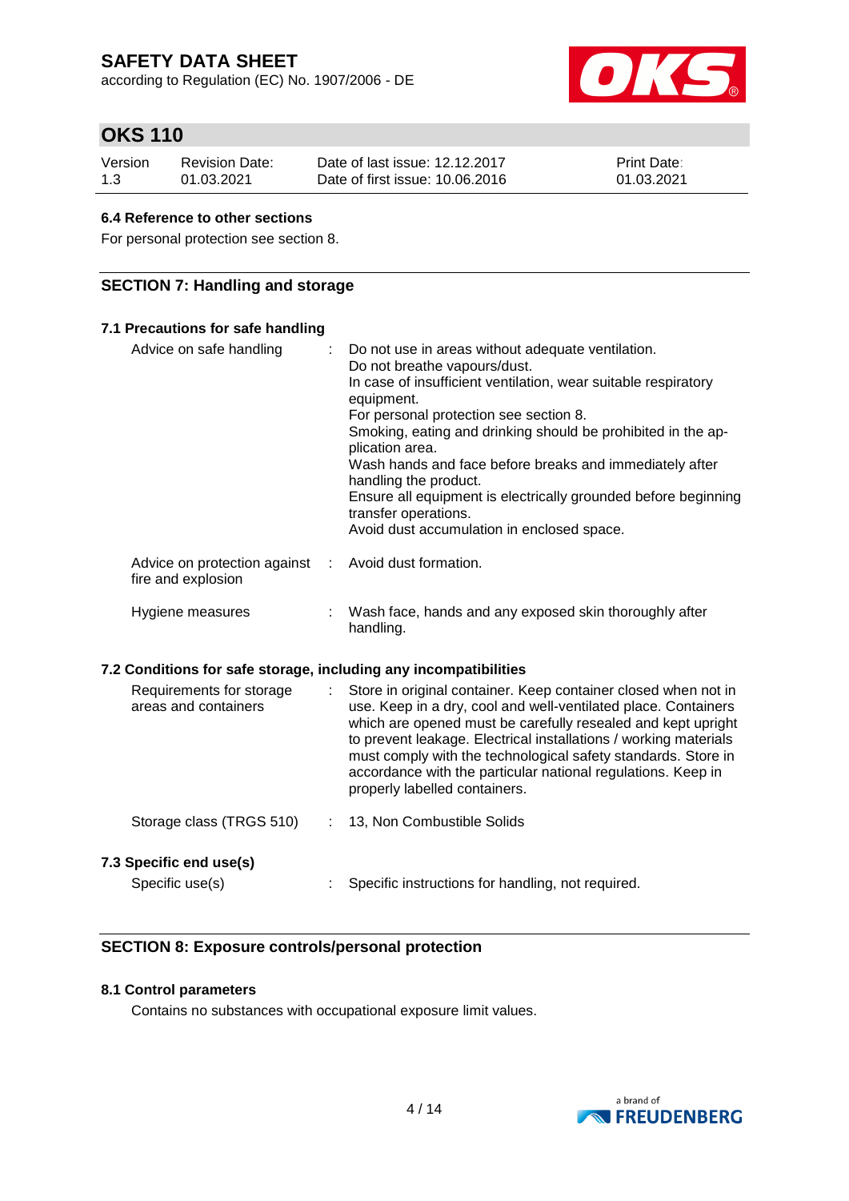#### 6.4 Reference to other sections

For personal protection see section 8.

## SECTION 7: Handling and storage

### 7.1 Precautions for safe handling

| | | |
|---|---|---|
| Advice on safe handling | : | Do not use in areas without adequate ventilation. Do not breathe vapours/dust. In case of insufficient ventilation, wear suitable respiratory equipment. For personal protection see section 8. Smoking, eating and drinking should be prohibited in the application area. Wash hands and face before breaks and immediately after handling the product. Ensure all equipment is electrically grounded before beginning transfer operations. Avoid dust accumulation in enclosed space. |
| Advice on protection against fire and explosion | : | Avoid dust formation. |
| Hygiene measures | : | Wash face, hands and any exposed skin thoroughly after handling. |

### 7.2 Conditions for safe storage, including any incompatibilities

| | | |
|---|---|---|
| Requirements for storage areas and containers | : | Store in original container. Keep container closed when not in use. Keep in a dry, cool and well-ventilated place. Containers which are opened must be carefully resealed and kept upright to prevent leakage. Electrical installations / working materials must comply with the technological safety standards. Store in accordance with the particular national regulations. Keep in properly labelled containers. |
| Storage class (TRGS 510) | : | 13, Non Combustible Solids |

### 7.3 Specific end use(s)

| | | |
|---|---|---|
| Specific use(s) | : | Specific instructions for handling, not required. |

## SECTION 8: Exposure controls/personal protection

### 8.1 Control parameters

Contains no substances with occupational exposure limit values.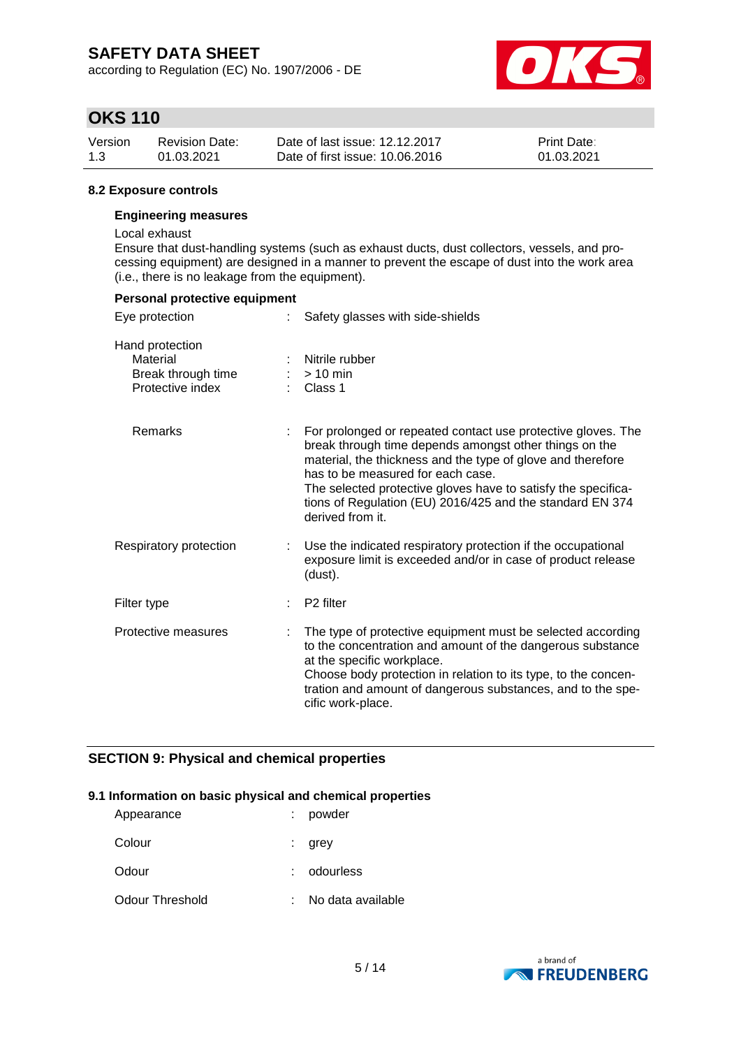### 8.2 Exposure controls

#### Engineering measures

Local exhaust
Ensure that dust-handling systems (such as exhaust ducts, dust collectors, vessels, and processing equipment) are designed in a manner to prevent the escape of dust into the work area (i.e., there is no leakage from the equipment).

#### Personal protective equipment

| | | |
|---|---|---|
| Eye protection | : | Safety glasses with side-shields |
| Hand protection | | |
| Material | : | Nitrile rubber |
| Break through time | : | > 10 min |
| Protective index | : | Class 1 |
| Remarks | : | For prolonged or repeated contact use protective gloves. The break through time depends amongst other things on the material, the thickness and the type of glove and therefore has to be measured for each case.<br>The selected protective gloves have to satisfy the specifications of Regulation (EU) 2016/425 and the standard EN 374 derived from it. |
| Respiratory protection | : | Use the indicated respiratory protection if the occupational exposure limit is exceeded and/or in case of product release (dust). |
| Filter type | : | P2 filter |
| Protective measures | : | The type of protective equipment must be selected according to the concentration and amount of the dangerous substance at the specific workplace.<br>Choose body protection in relation to its type, to the concentration and amount of dangerous substances, and to the specific work-place. |

## SECTION 9: Physical and chemical properties

### 9.1 Information on basic physical and chemical properties

| | | |
|---|---|---|
| Appearance | : | powder |
| Colour | : | grey |
| Odour | : | odourless |
| Odour Threshold | : | No data available |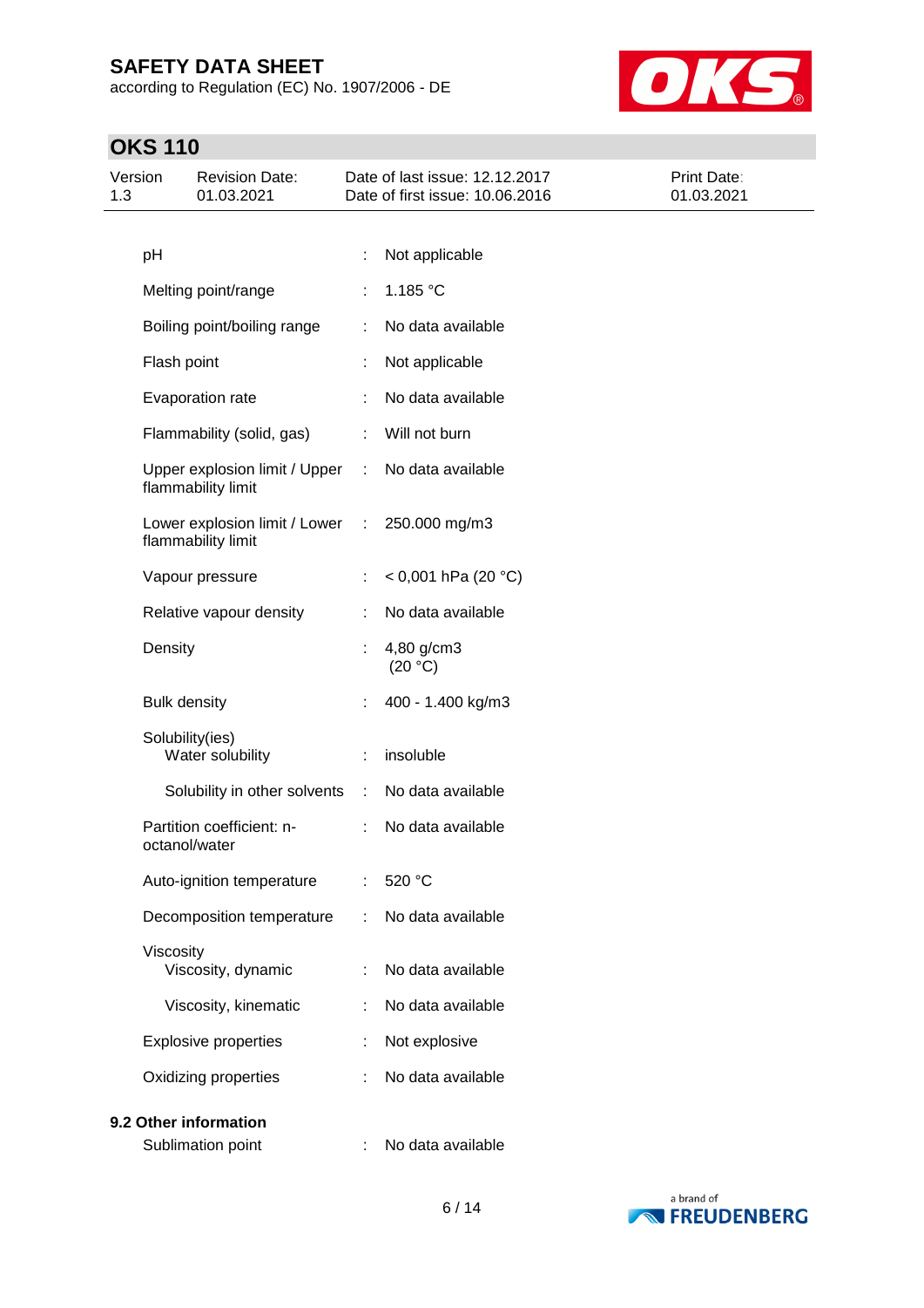| | | |
|---|---|---|
| pH | : | Not applicable |
| Melting point/range | : | 1.185 °C |
| Boiling point/boiling range | : | No data available |
| Flash point | : | Not applicable |
| Evaporation rate | : | No data available |
| Flammability (solid, gas) | : | Will not burn |
| Upper explosion limit / Upper flammability limit | : | No data available |
| Lower explosion limit / Lower flammability limit | : | 250.000 mg/m3 |
| Vapour pressure | : | < 0,001 hPa (20 °C) |
| Relative vapour density | : | No data available |
| Density | : | 4,80 g/cm3 (20 °C) |
| Bulk density | : | 400 - 1.400 kg/m3 |
| Solubility(ies) Water solubility | : | insoluble |
| Solubility in other solvents | : | No data available |
| Partition coefficient: n-octanol/water | : | No data available |
| Auto-ignition temperature | : | 520 °C |
| Decomposition temperature | : | No data available |
| Viscosity Viscosity, dynamic | : | No data available |
| Viscosity, kinematic | : | No data available |
| Explosive properties | : | Not explosive |
| Oxidizing properties | : | No data available |

**9.2 Other information**

| | | |
|---|---|---|
| Sublimation point | : | No data available |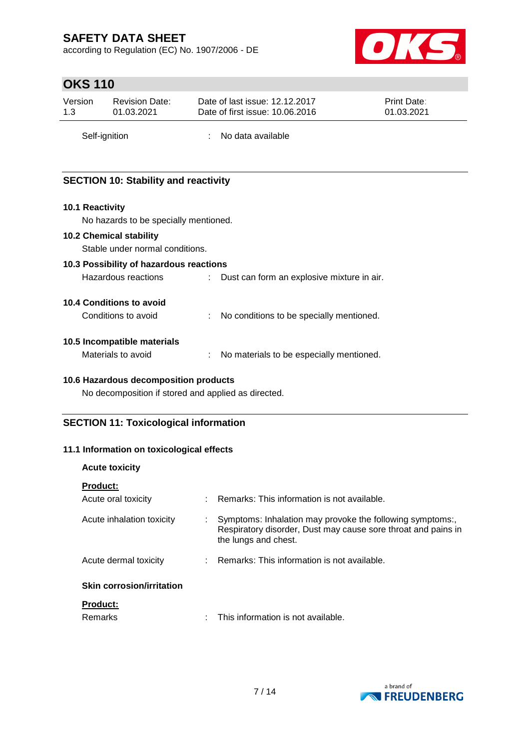Self-ignition : No data available

## SECTION 10: Stability and reactivity

### 10.1 Reactivity

No hazards to be specially mentioned.

### 10.2 Chemical stability

Stable under normal conditions.

### 10.3 Possibility of hazardous reactions

Hazardous reactions : Dust can form an explosive mixture in air.

### 10.4 Conditions to avoid

Conditions to avoid : No conditions to be specially mentioned.

### 10.5 Incompatible materials

Materials to avoid : No materials to be especially mentioned.

### 10.6 Hazardous decomposition products

No decomposition if stored and applied as directed.

## SECTION 11: Toxicological information

### 11.1 Information on toxicological effects

**Acute toxicity**

**Product:**

Acute oral toxicity : Remarks: This information is not available.

Acute inhalation toxicity : Symptoms: Inhalation may provoke the following symptoms:, Respiratory disorder, Dust may cause sore throat and pains in the lungs and chest.

Acute dermal toxicity : Remarks: This information is not available.

**Skin corrosion/irritation**

**Product:**

Remarks : This information is not available.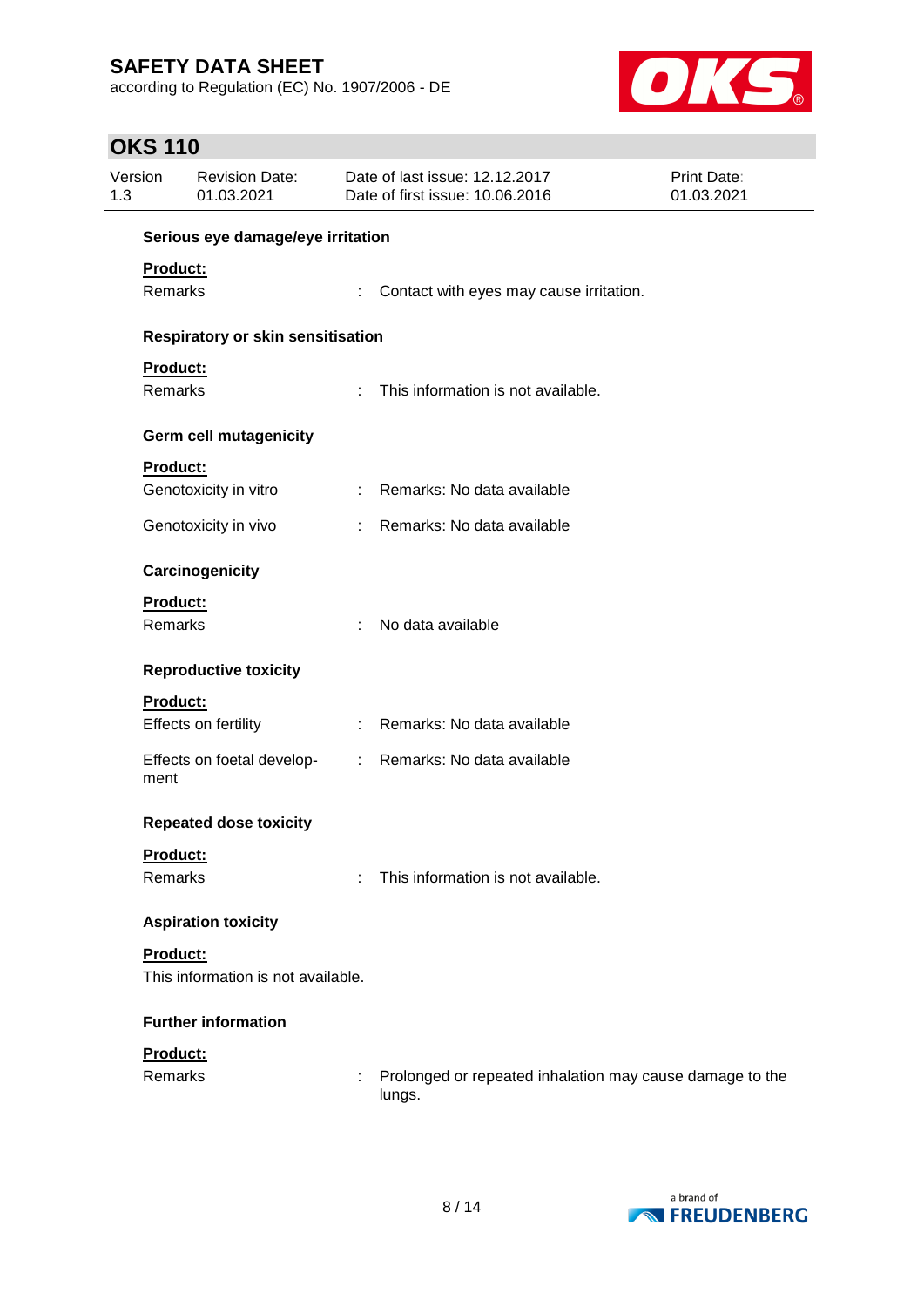**Serious eye damage/eye irritation**

**Product:**

Remarks : Contact with eyes may cause irritation.

**Respiratory or skin sensitisation**

**Product:**

Remarks : This information is not available.

**Germ cell mutagenicity**

**Product:**

Genotoxicity in vitro : Remarks: No data available

Genotoxicity in vivo : Remarks: No data available

**Carcinogenicity**

**Product:**

Remarks : No data available

**Reproductive toxicity**

**Product:**

Effects on fertility : Remarks: No data available

Effects on foetal development : Remarks: No data available

**Repeated dose toxicity**

**Product:**

Remarks : This information is not available.

**Aspiration toxicity**

**Product:**

This information is not available.

**Further information**

**Product:**

Remarks : Prolonged or repeated inhalation may cause damage to the lungs.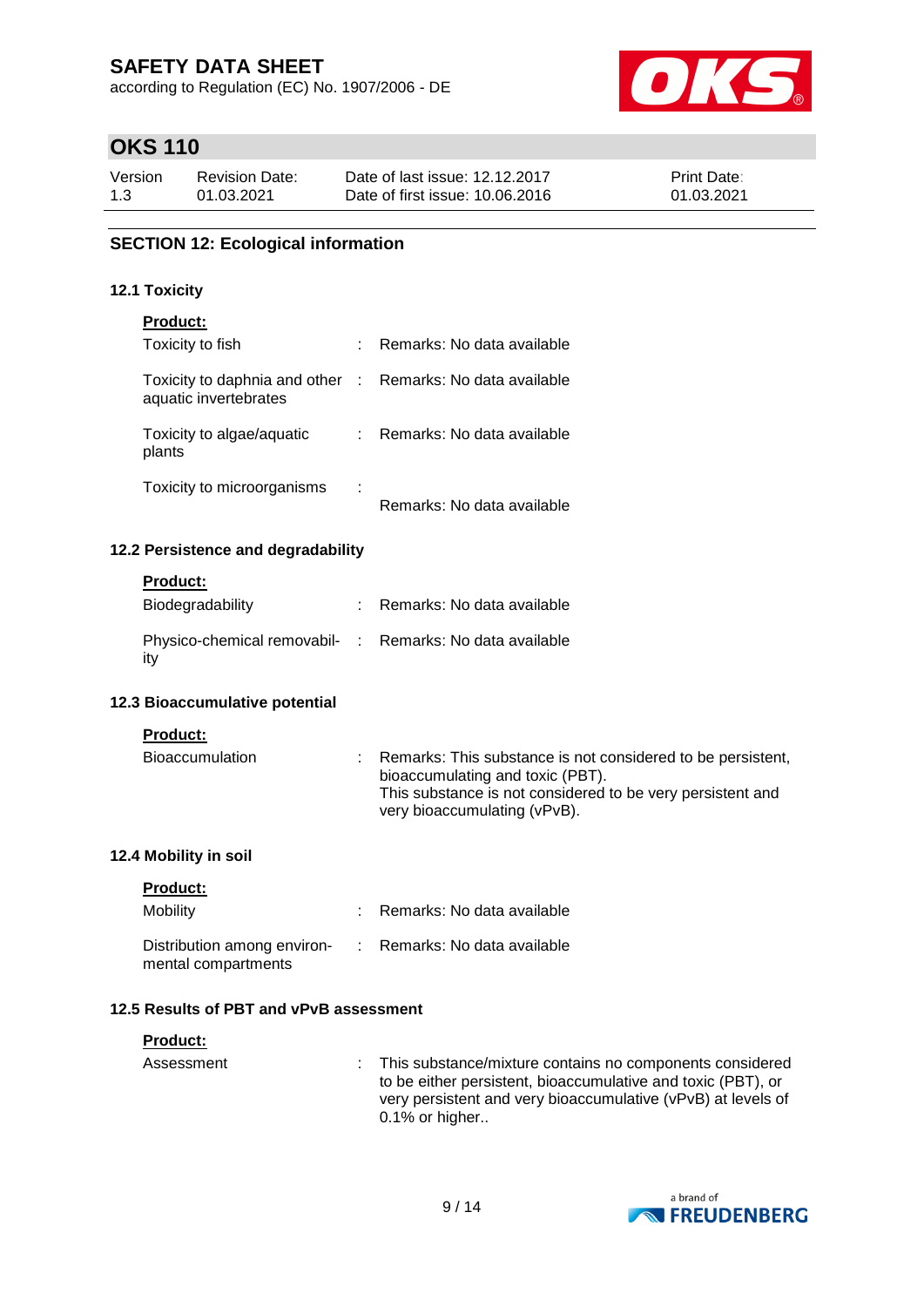## SECTION 12: Ecological information

### 12.1 Toxicity

**Product:**

| | | |
|---|---|---|
| Toxicity to fish | : | Remarks: No data available |
| Toxicity to daphnia and other aquatic invertebrates | : | Remarks: No data available |
| Toxicity to algae/aquatic plants | : | Remarks: No data available |
| Toxicity to microorganisms | : | Remarks: No data available |

### 12.2 Persistence and degradability

**Product:**

| | | |
|---|---|---|
| Biodegradability | : | Remarks: No data available |
| Physico-chemical removability | : | Remarks: No data available |

### 12.3 Bioaccumulative potential

**Product:**

| | | |
|---|---|---|
| Bioaccumulation | : | Remarks: This substance is not considered to be persistent, bioaccumulating and toxic (PBT). This substance is not considered to be very persistent and very bioaccumulating (vPvB). |

### 12.4 Mobility in soil

**Product:**

| | | |
|---|---|---|
| Mobility | : | Remarks: No data available |
| Distribution among environmental compartments | : | Remarks: No data available |

### 12.5 Results of PBT and vPvB assessment

**Product:**

| | | |
|---|---|---|
| Assessment | : | This substance/mixture contains no components considered to be either persistent, bioaccumulative and toxic (PBT), or very persistent and very bioaccumulative (vPvB) at levels of 0.1% or higher.. |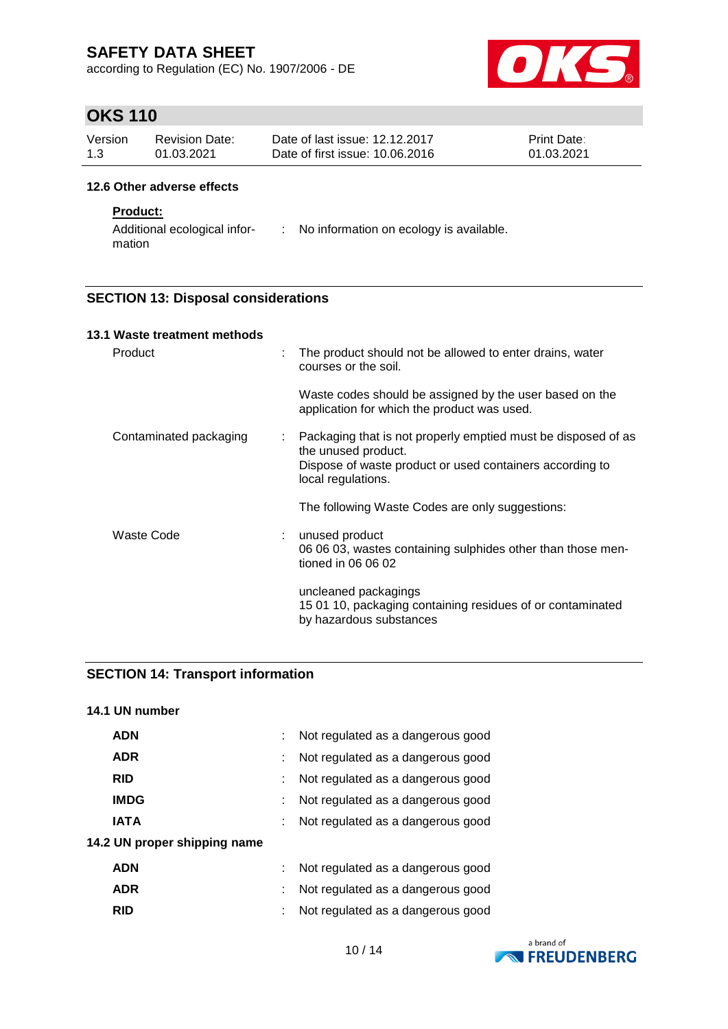### 12.6 Other adverse effects

**Product:**

| | |
|---|---|
| Additional ecological information | : No information on ecology is available. |

## SECTION 13: Disposal considerations

### 13.1 Waste treatment methods

| | |
|---|---|
| Product | : The product should not be allowed to enter drains, water courses or the soil.<br><br>Waste codes should be assigned by the user based on the application for which the product was used. |
| Contaminated packaging | : Packaging that is not properly emptied must be disposed of as the unused product.<br>Dispose of waste product or used containers according to local regulations.<br><br>The following Waste Codes are only suggestions: |
| Waste Code | : unused product<br>06 06 03, wastes containing sulphides other than those mentioned in 06 06 02<br><br>uncleaned packagings<br>15 01 10, packaging containing residues of or contaminated by hazardous substances |

## SECTION 14: Transport information

### 14.1 UN number

| | |
|---|---|
| **ADN** | : Not regulated as a dangerous good |
| **ADR** | : Not regulated as a dangerous good |
| **RID** | : Not regulated as a dangerous good |
| **IMDG** | : Not regulated as a dangerous good |
| **IATA** | : Not regulated as a dangerous good |

### 14.2 UN proper shipping name

| | |
|---|---|
| **ADN** | : Not regulated as a dangerous good |
| **ADR** | : Not regulated as a dangerous good |
| **RID** | : Not regulated as a dangerous good |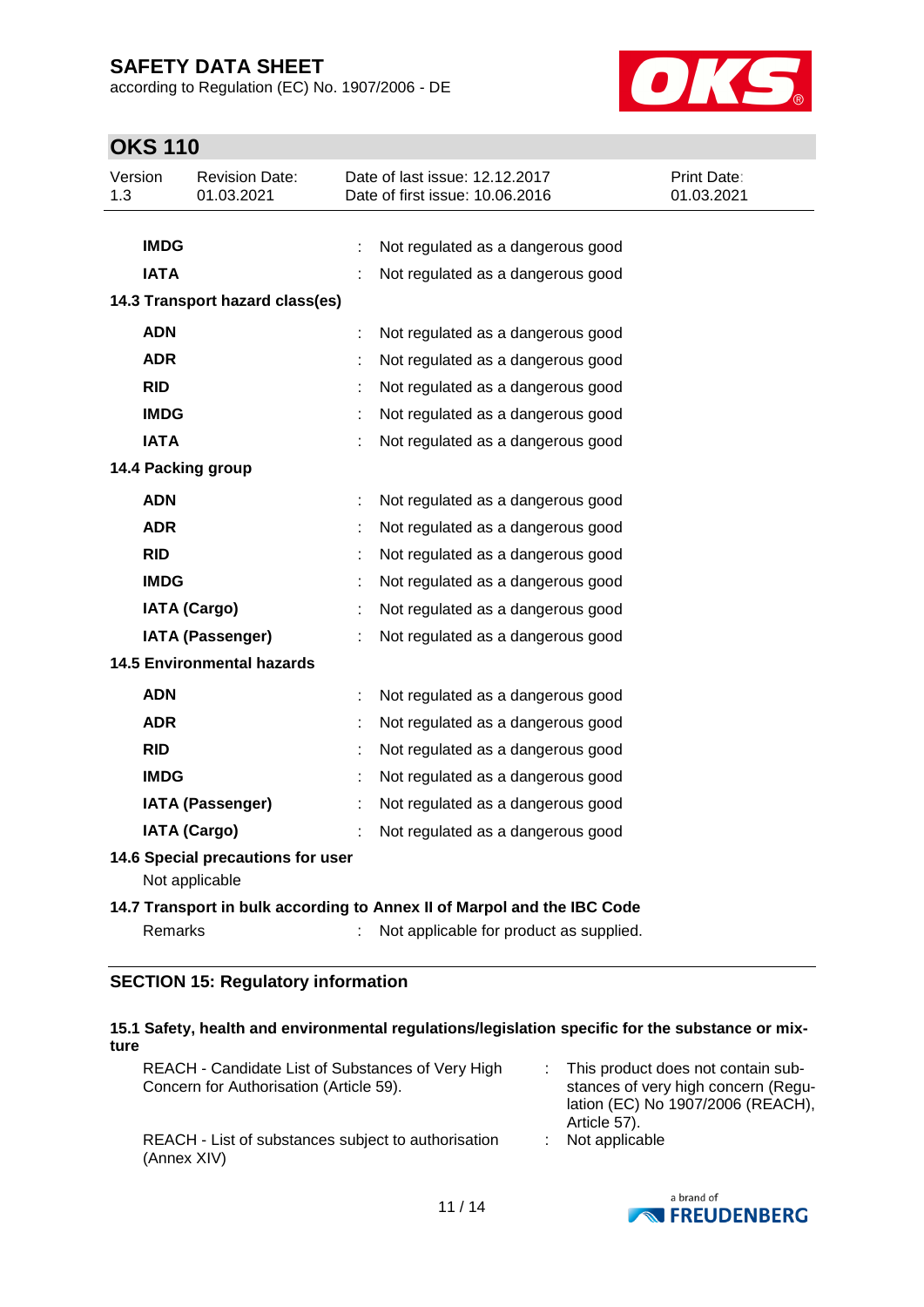| | | |
|---|---|---|
| **IMDG** | : | Not regulated as a dangerous good |
| **IATA** | : | Not regulated as a dangerous good |

**14.3 Transport hazard class(es)**

| | | |
|---|---|---|
| **ADN** | : | Not regulated as a dangerous good |
| **ADR** | : | Not regulated as a dangerous good |
| **RID** | : | Not regulated as a dangerous good |
| **IMDG** | : | Not regulated as a dangerous good |
| **IATA** | : | Not regulated as a dangerous good |

**14.4 Packing group**

| | | |
|---|---|---|
| **ADN** | : | Not regulated as a dangerous good |
| **ADR** | : | Not regulated as a dangerous good |
| **RID** | : | Not regulated as a dangerous good |
| **IMDG** | : | Not regulated as a dangerous good |
| **IATA (Cargo)** | : | Not regulated as a dangerous good |
| **IATA (Passenger)** | : | Not regulated as a dangerous good |

**14.5 Environmental hazards**

| | | |
|---|---|---|
| **ADN** | : | Not regulated as a dangerous good |
| **ADR** | : | Not regulated as a dangerous good |
| **RID** | : | Not regulated as a dangerous good |
| **IMDG** | : | Not regulated as a dangerous good |
| **IATA (Passenger)** | : | Not regulated as a dangerous good |
| **IATA (Cargo)** | : | Not regulated as a dangerous good |

**14.6 Special precautions for user**

Not applicable

**14.7 Transport in bulk according to Annex II of Marpol and the IBC Code**

| | | |
|---|---|---|
| Remarks | : | Not applicable for product as supplied. |

## SECTION 15: Regulatory information

**15.1 Safety, health and environmental regulations/legislation specific for the substance or mixture**

| | | |
|---|---|---|
| REACH - Candidate List of Substances of Very High Concern for Authorisation (Article 59). | : | This product does not contain substances of very high concern (Regulation (EC) No 1907/2006 (REACH), Article 57). |
| REACH - List of substances subject to authorisation (Annex XIV) | : | Not applicable |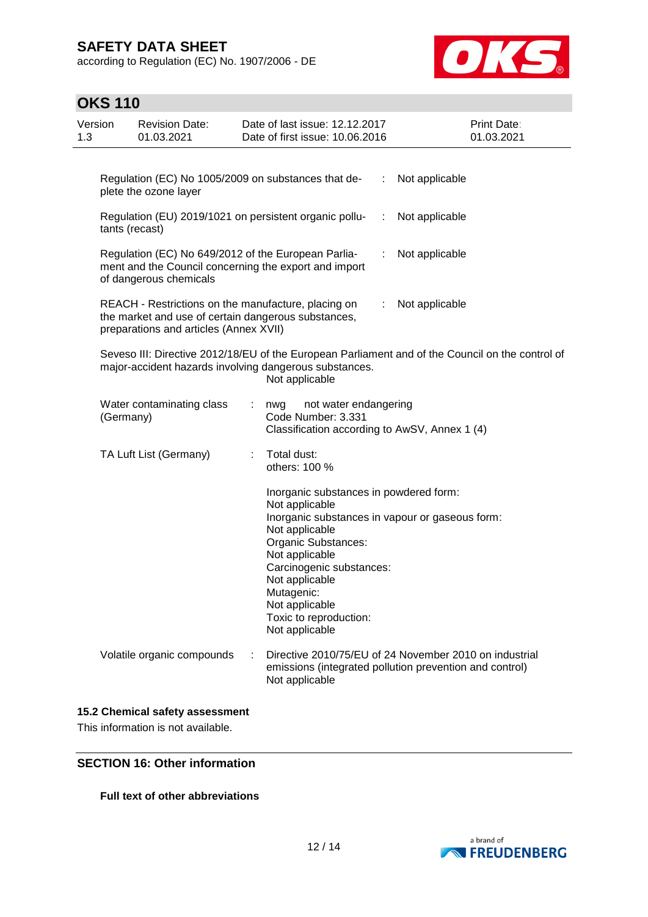| | | |
|---|---|---|
| Regulation (EC) No 1005/2009 on substances that deplete the ozone layer | : | Not applicable |
| Regulation (EU) 2019/1021 on persistent organic pollutants (recast) | : | Not applicable |
| Regulation (EC) No 649/2012 of the European Parliament and the Council concerning the export and import of dangerous chemicals | : | Not applicable |
| REACH - Restrictions on the manufacture, placing on the market and use of certain dangerous substances, preparations and articles (Annex XVII) | : | Not applicable |

Seveso III: Directive 2012/18/EU of the European Parliament and of the Council on the control of major-accident hazards involving dangerous substances.
Not applicable

| | | |
|---|---|---|
| Water contaminating class (Germany) | : | nwg not water endangering<br>Code Number: 3.331<br>Classification according to AwSV, Annex 1 (4) |
| TA Luft List (Germany) | : | Total dust:<br>others: 100 %<br><br>Inorganic substances in powdered form:<br>Not applicable<br>Inorganic substances in vapour or gaseous form:<br>Not applicable<br>Organic Substances:<br>Not applicable<br>Carcinogenic substances:<br>Not applicable<br>Mutagenic:<br>Not applicable<br>Toxic to reproduction:<br>Not applicable |
| Volatile organic compounds | : | Directive 2010/75/EU of 24 November 2010 on industrial emissions (integrated pollution prevention and control)<br>Not applicable |

### 15.2 Chemical safety assessment

This information is not available.

## SECTION 16: Other information

**Full text of other abbreviations**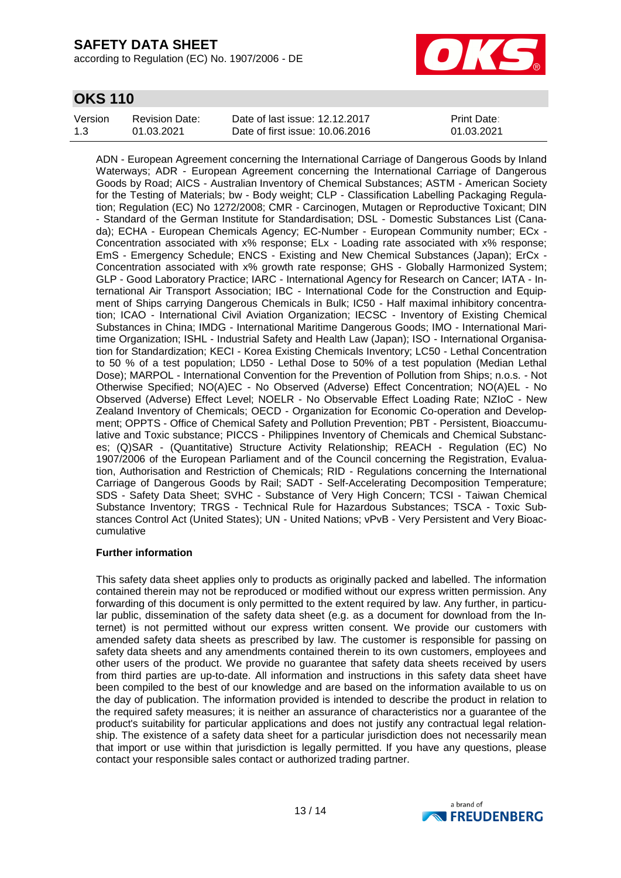ADN - European Agreement concerning the International Carriage of Dangerous Goods by Inland Waterways; ADR - European Agreement concerning the International Carriage of Dangerous Goods by Road; AICS - Australian Inventory of Chemical Substances; ASTM - American Society for the Testing of Materials; bw - Body weight; CLP - Classification Labelling Packaging Regulation; Regulation (EC) No 1272/2008; CMR - Carcinogen, Mutagen or Reproductive Toxicant; DIN - Standard of the German Institute for Standardisation; DSL - Domestic Substances List (Canada); ECHA - European Chemicals Agency; EC-Number - European Community number; ECx - Concentration associated with x% response; ELx - Loading rate associated with x% response; EmS - Emergency Schedule; ENCS - Existing and New Chemical Substances (Japan); ErCx - Concentration associated with x% growth rate response; GHS - Globally Harmonized System; GLP - Good Laboratory Practice; IARC - International Agency for Research on Cancer; IATA - International Air Transport Association; IBC - International Code for the Construction and Equipment of Ships carrying Dangerous Chemicals in Bulk; IC50 - Half maximal inhibitory concentration; ICAO - International Civil Aviation Organization; IECSC - Inventory of Existing Chemical Substances in China; IMDG - International Maritime Dangerous Goods; IMO - International Maritime Organization; ISHL - Industrial Safety and Health Law (Japan); ISO - International Organisation for Standardization; KECI - Korea Existing Chemicals Inventory; LC50 - Lethal Concentration to 50 % of a test population; LD50 - Lethal Dose to 50% of a test population (Median Lethal Dose); MARPOL - International Convention for the Prevention of Pollution from Ships; n.o.s. - Not Otherwise Specified; NO(A)EC - No Observed (Adverse) Effect Concentration; NO(A)EL - No Observed (Adverse) Effect Level; NOELR - No Observable Effect Loading Rate; NZIoC - New Zealand Inventory of Chemicals; OECD - Organization for Economic Co-operation and Development; OPPTS - Office of Chemical Safety and Pollution Prevention; PBT - Persistent, Bioaccumulative and Toxic substance; PICCS - Philippines Inventory of Chemicals and Chemical Substances; (Q)SAR - (Quantitative) Structure Activity Relationship; REACH - Regulation (EC) No 1907/2006 of the European Parliament and of the Council concerning the Registration, Evaluation, Authorisation and Restriction of Chemicals; RID - Regulations concerning the International Carriage of Dangerous Goods by Rail; SADT - Self-Accelerating Decomposition Temperature; SDS - Safety Data Sheet; SVHC - Substance of Very High Concern; TCSI - Taiwan Chemical Substance Inventory; TRGS - Technical Rule for Hazardous Substances; TSCA - Toxic Substances Control Act (United States); UN - United Nations; vPvB - Very Persistent and Very Bioaccumulative

**Further information**

This safety data sheet applies only to products as originally packed and labelled. The information contained therein may not be reproduced or modified without our express written permission. Any forwarding of this document is only permitted to the extent required by law. Any further, in particular public, dissemination of the safety data sheet (e.g. as a document for download from the Internet) is not permitted without our express written consent. We provide our customers with amended safety data sheets as prescribed by law. The customer is responsible for passing on safety data sheets and any amendments contained therein to its own customers, employees and other users of the product. We provide no guarantee that safety data sheets received by users from third parties are up-to-date. All information and instructions in this safety data sheet have been compiled to the best of our knowledge and are based on the information available to us on the day of publication. The information provided is intended to describe the product in relation to the required safety measures; it is neither an assurance of characteristics nor a guarantee of the product's suitability for particular applications and does not justify any contractual legal relationship. The existence of a safety data sheet for a particular jurisdiction does not necessarily mean that import or use within that jurisdiction is legally permitted. If you have any questions, please contact your responsible sales contact or authorized trading partner.